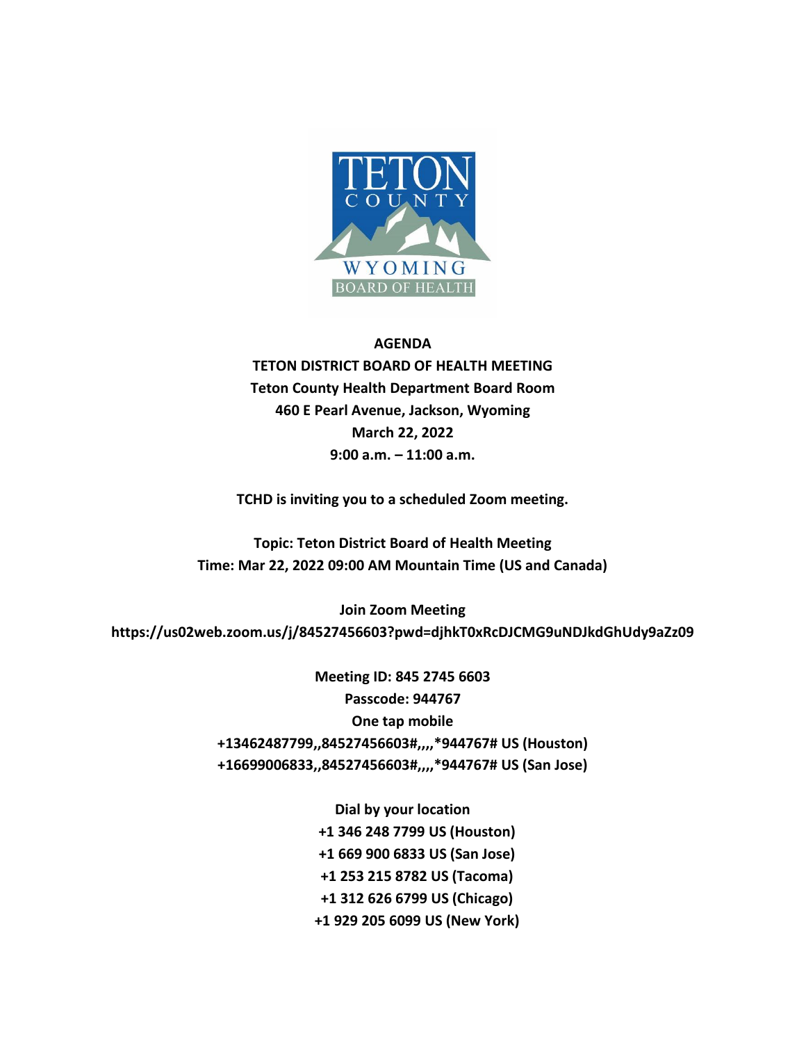# AGENDA

## TETON DISTRICT BOARD OF HEALTH MEETING

**Teton County Health Department Board Room**
**460 E Pearl Avenue, Jackson, Wyoming**
**March 22, 2022**
**9:00 a.m. – 11:00 a.m.**

**TCHD is inviting you to a scheduled Zoom meeting.**

**Topic: Teton District Board of Health Meeting**
**Time: Mar 22, 2022 09:00 AM Mountain Time (US and Canada)**

**Join Zoom Meeting**
**https://us02web.zoom.us/j/84527456603?pwd=djhkT0xRcDJCMG9uNDJkdGhUdy9aZz09**

**Meeting ID: 845 2745 6603**
**Passcode: 944767**
**One tap mobile**
**+13462487799,,84527456603#,,,,*944767# US (Houston)**
**+16699006833,,84527456603#,,,,*944767# US (San Jose)**

**Dial by your location**
**+1 346 248 7799 US (Houston)**
**+1 669 900 6833 US (San Jose)**
**+1 253 215 8782 US (Tacoma)**
**+1 312 626 6799 US (Chicago)**
**+1 929 205 6099 US (New York)**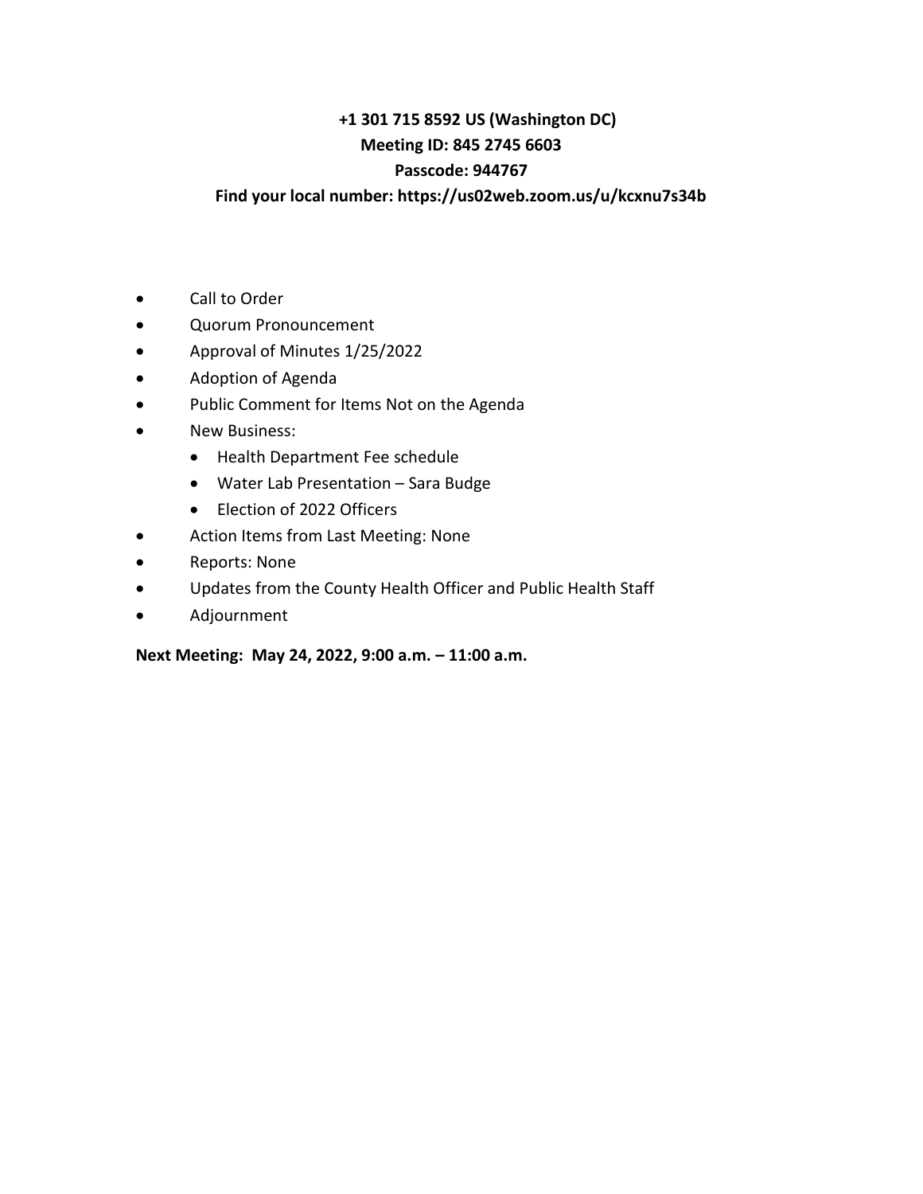**+1 301 715 8592 US (Washington DC)**
**Meeting ID: 845 2745 6603**
**Passcode: 944767**
**Find your local number: https://us02web.zoom.us/u/kcxnu7s34b**

- Call to Order
- Quorum Pronouncement
- Approval of Minutes 1/25/2022
- Adoption of Agenda
- Public Comment for Items Not on the Agenda
- New Business:
  - Health Department Fee schedule
  - Water Lab Presentation – Sara Budge
  - Election of 2022 Officers
- Action Items from Last Meeting: None
- Reports: None
- Updates from the County Health Officer and Public Health Staff
- Adjournment

**Next Meeting: May 24, 2022, 9:00 a.m. – 11:00 a.m.**